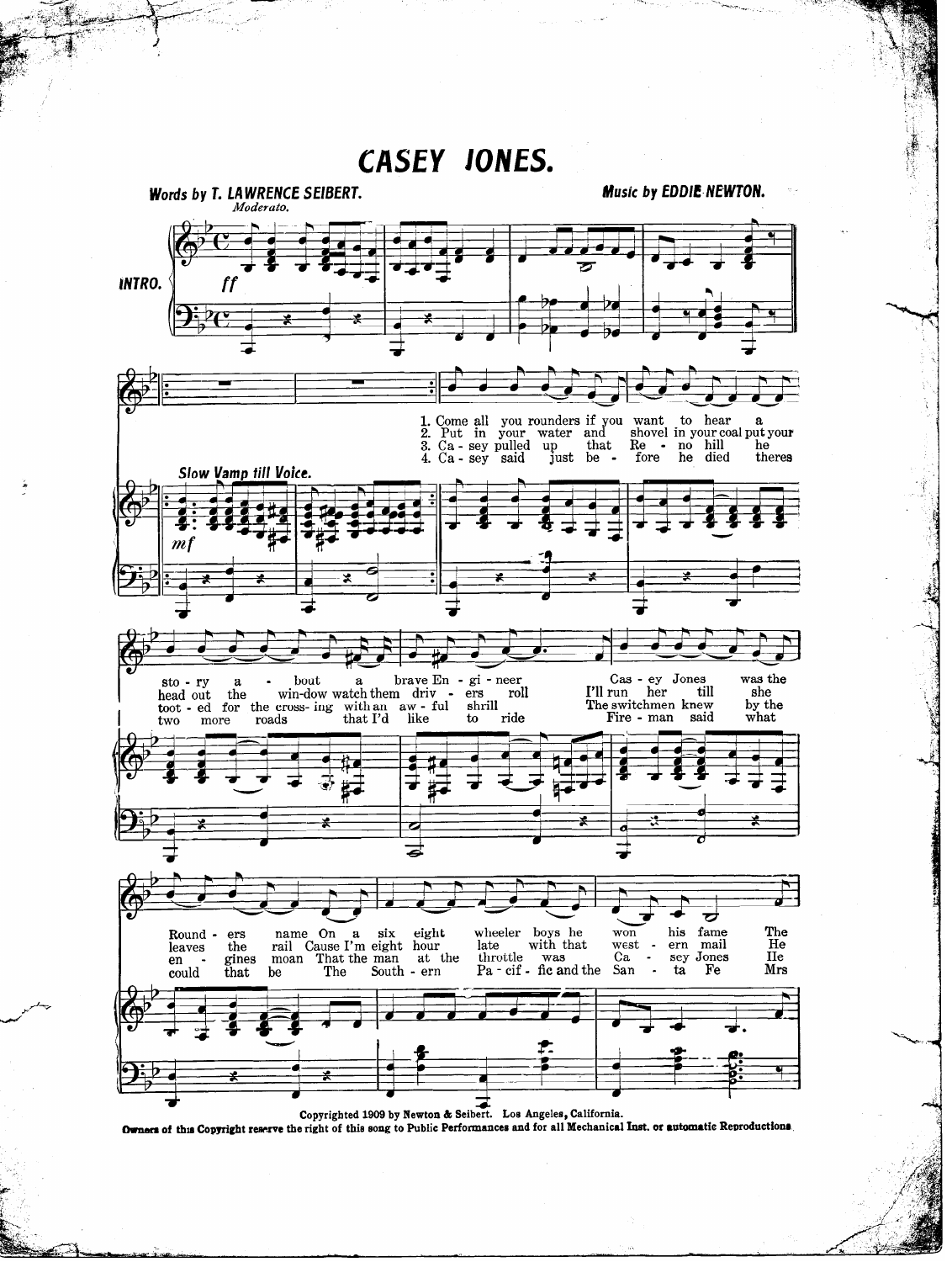# CASEY JONES.

**Words by T. LAWRENCE SEIBERT.** **Music by EDDIE NEWTON.**

*Moderato.*

INTRO. *ff*

Slow Vamp till Voice. *mf*

1. Come all you rounders if you want to hear a story about a brave Engineer Casey Jones was the Rounders name On a six eight wheeler boys he won his fame The

2. Put in your water and shovel in your coal put your head out the window watch them drivers roll I'll run her till she leaves the rail Cause I'm eight hour late with that western mail He

3. Casey pulled up that Reno hill he tooted for the crossing with an awful shrill The switchmen knew by the engines moan That the man at the throttle was Casey Jones He

4. Casey said just before he died theres two more roads that I'd like to ride Fireman said what could that be The Southern Pacific and the Santa Fe Mrs

Copyrighted 1909 by Newton & Seibert. Los Angeles, California.

**Owners of this Copyright reserve the right of this song to Public Performances and for all Mechanical Inst. or automatic Reproductions**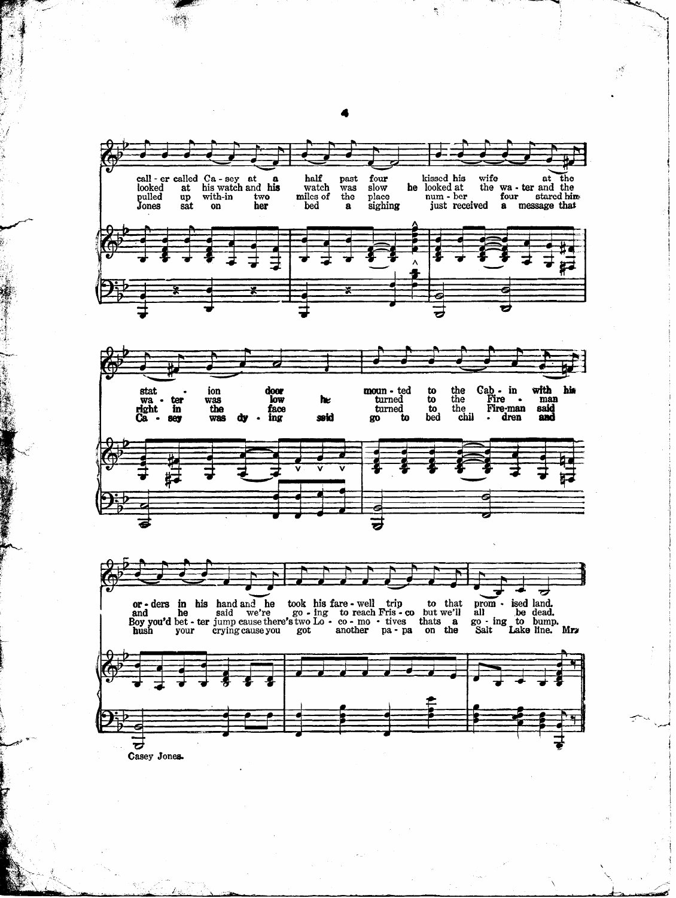call - er called Ca - sey at a half past four kissed his wife at the
looked at his watch and his watch was slow he looked at the wa - ter and the
pulled up with-in two miles of the place num - ber four stared him
Jones sat on her bed a sighing just received a message that

stat - ion door he moun - ted to the Cab - in with his
wa - ter was low he turned to the Fire - man
right in the face turned to the Fire-man said
Ca - sey was dy - ing said go to bed chil - dren and

or - ders in his hand and he took his fare - well trip to that prom - ised land.
and he said we're go - ing to reach Fris - co but we'll all be dead.
Boy you'd bet - ter jump cause there's two Lo - co - mo - tives thats a go - ing to bump.
hush your crying cause you got another pa - pa on the Salt Lake line. Mrs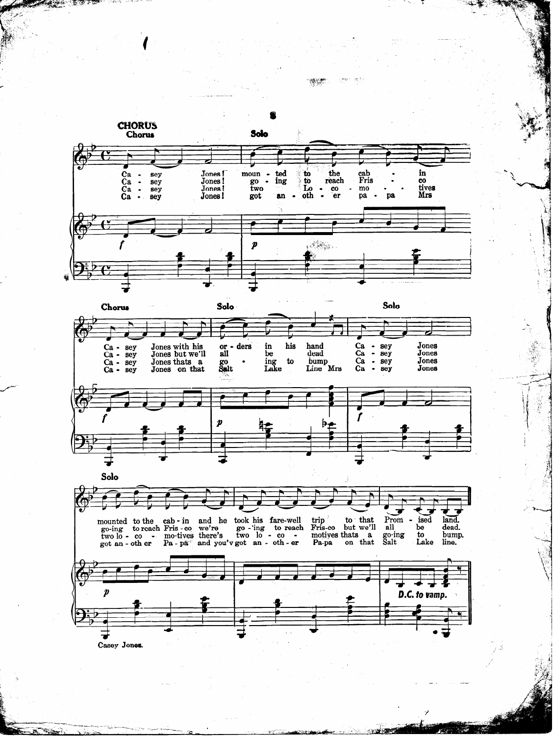**CHORUS**

Chorus — Solo

Ca - sey Jones! moun - ted to the cab - in
Ca - sey Jones! go - ing to reach Fris - co
Ca - sey Jones! two Lo - co - mo - tives
Ca - sey Jones! got an - oth - er pa - pa Mrs

Chorus — Solo — Solo

Ca - sey Jones with his or - ders in his hand Ca - sey Jones
Ca - sey Jones but we'll all be dead Ca - sey Jones
Ca - sey Jones thats a go - ing to bump Ca - sey Jones
Ca - sey Jones on that Salt Lake Line Mrs Ca - sey Jones

Solo

mounted to the cab - in and he took his fare-well trip to that Prom - ised land.
go-ing to reach Fris - co we're go - ing to reach Fris-co but we'll all be dead.
two lo - co - mo-tives there's two lo - co - motives thats a go-ing to bump.
got an - oth er Pa - pa and you'v got an - oth - er Pa-pa on that Salt Lake line.

*D.C. to vamp.*

Casey Jones.